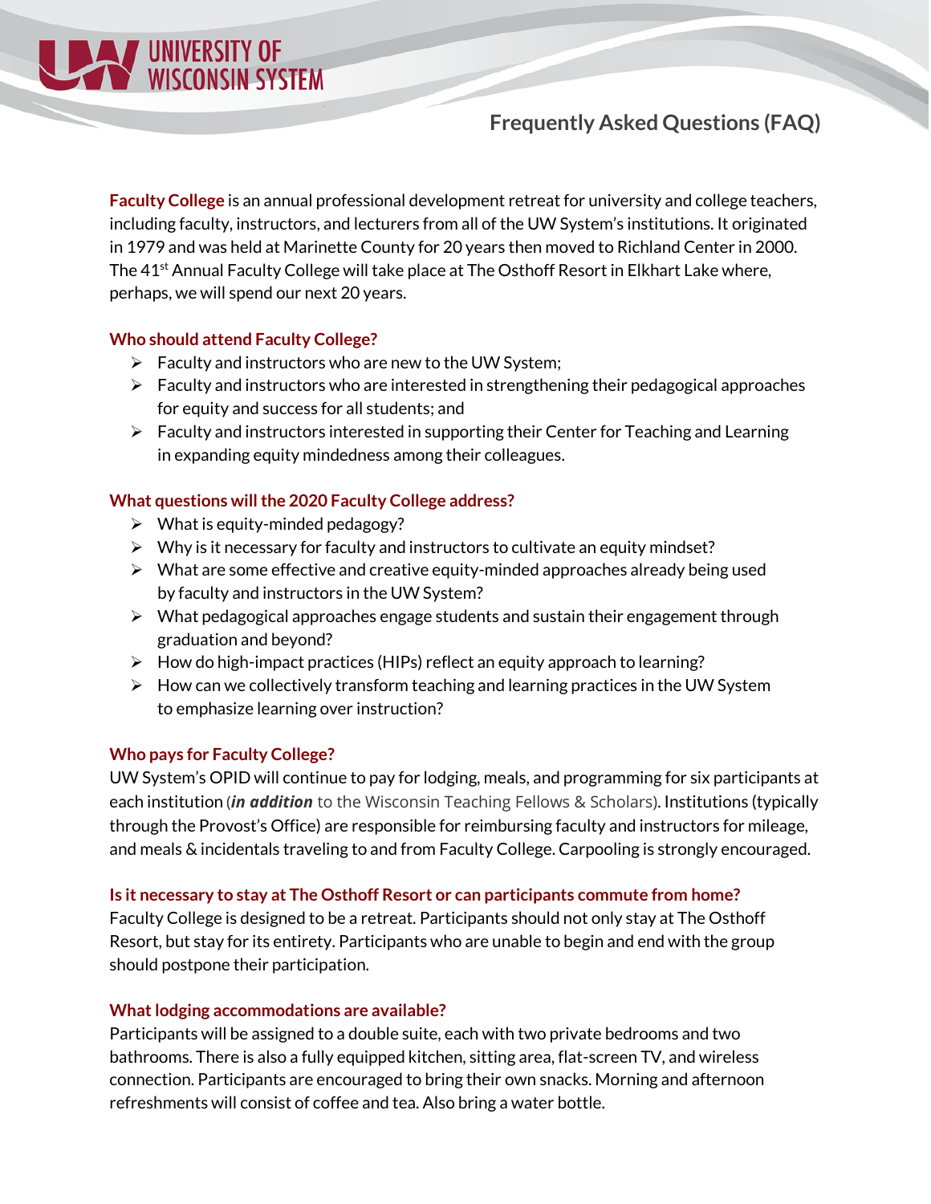# Frequently Asked Questions (FAQ)

**Faculty College** is an annual professional development retreat for university and college teachers, including faculty, instructors, and lecturers from all of the UW System's institutions. It originated in 1979 and was held at Marinette County for 20 years then moved to Richland Center in 2000. The 41st Annual Faculty College will take place at The Osthoff Resort in Elkhart Lake where, perhaps, we will spend our next 20 years.

### Who should attend Faculty College?

- Faculty and instructors who are new to the UW System;
- Faculty and instructors who are interested in strengthening their pedagogical approaches for equity and success for all students; and
- Faculty and instructors interested in supporting their Center for Teaching and Learning in expanding equity mindedness among their colleagues.

### What questions will the 2020 Faculty College address?

- What is equity-minded pedagogy?
- Why is it necessary for faculty and instructors to cultivate an equity mindset?
- What are some effective and creative equity-minded approaches already being used by faculty and instructors in the UW System?
- What pedagogical approaches engage students and sustain their engagement through graduation and beyond?
- How do high-impact practices (HIPs) reflect an equity approach to learning?
- How can we collectively transform teaching and learning practices in the UW System to emphasize learning over instruction?

### Who pays for Faculty College?

UW System's OPID will continue to pay for lodging, meals, and programming for six participants at each institution (***in addition*** to the Wisconsin Teaching Fellows & Scholars). Institutions (typically through the Provost's Office) are responsible for reimbursing faculty and instructors for mileage, and meals & incidentals traveling to and from Faculty College. Carpooling is strongly encouraged.

### Is it necessary to stay at The Osthoff Resort or can participants commute from home?

Faculty College is designed to be a retreat. Participants should not only stay at The Osthoff Resort, but stay for its entirety. Participants who are unable to begin and end with the group should postpone their participation.

### What lodging accommodations are available?

Participants will be assigned to a double suite, each with two private bedrooms and two bathrooms. There is also a fully equipped kitchen, sitting area, flat-screen TV, and wireless connection. Participants are encouraged to bring their own snacks. Morning and afternoon refreshments will consist of coffee and tea. Also bring a water bottle.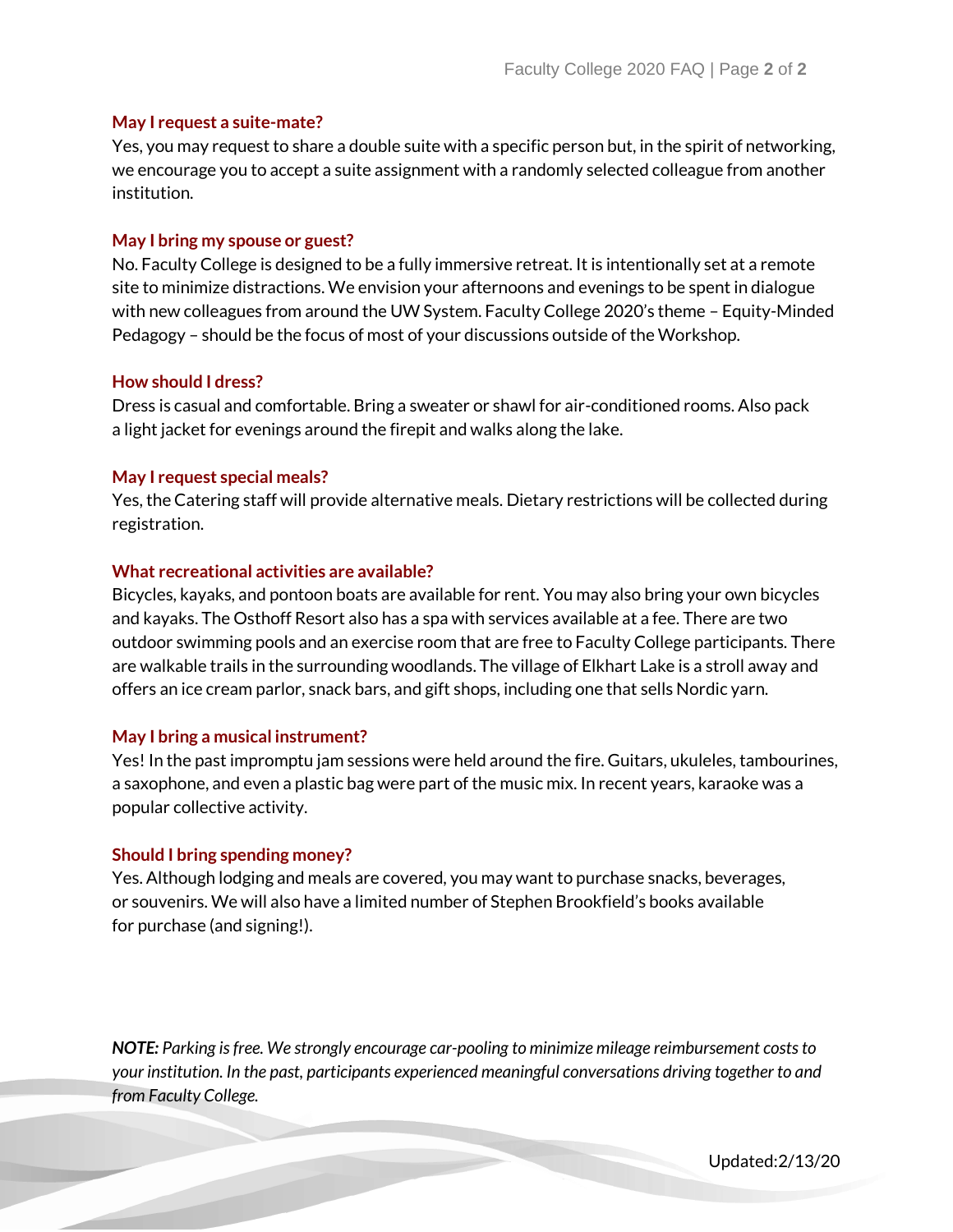### May I request a suite-mate?

Yes, you may request to share a double suite with a specific person but, in the spirit of networking, we encourage you to accept a suite assignment with a randomly selected colleague from another institution.

### May I bring my spouse or guest?

No. Faculty College is designed to be a fully immersive retreat. It is intentionally set at a remote site to minimize distractions. We envision your afternoons and evenings to be spent in dialogue with new colleagues from around the UW System. Faculty College 2020's theme – Equity-Minded Pedagogy – should be the focus of most of your discussions outside of the Workshop.

### How should I dress?

Dress is casual and comfortable. Bring a sweater or shawl for air-conditioned rooms. Also pack a light jacket for evenings around the firepit and walks along the lake.

### May I request special meals?

Yes, the Catering staff will provide alternative meals. Dietary restrictions will be collected during registration.

### What recreational activities are available?

Bicycles, kayaks, and pontoon boats are available for rent. You may also bring your own bicycles and kayaks. The Osthoff Resort also has a spa with services available at a fee. There are two outdoor swimming pools and an exercise room that are free to Faculty College participants. There are walkable trails in the surrounding woodlands. The village of Elkhart Lake is a stroll away and offers an ice cream parlor, snack bars, and gift shops, including one that sells Nordic yarn.

### May I bring a musical instrument?

Yes! In the past impromptu jam sessions were held around the fire. Guitars, ukuleles, tambourines, a saxophone, and even a plastic bag were part of the music mix. In recent years, karaoke was a popular collective activity.

### Should I bring spending money?

Yes. Although lodging and meals are covered, you may want to purchase snacks, beverages, or souvenirs. We will also have a limited number of Stephen Brookfield's books available for purchase (and signing!).

***NOTE:*** *Parking is free. We strongly encourage car-pooling to minimize mileage reimbursement costs to your institution. In the past, participants experienced meaningful conversations driving together to and from Faculty College.*

Updated:2/13/20